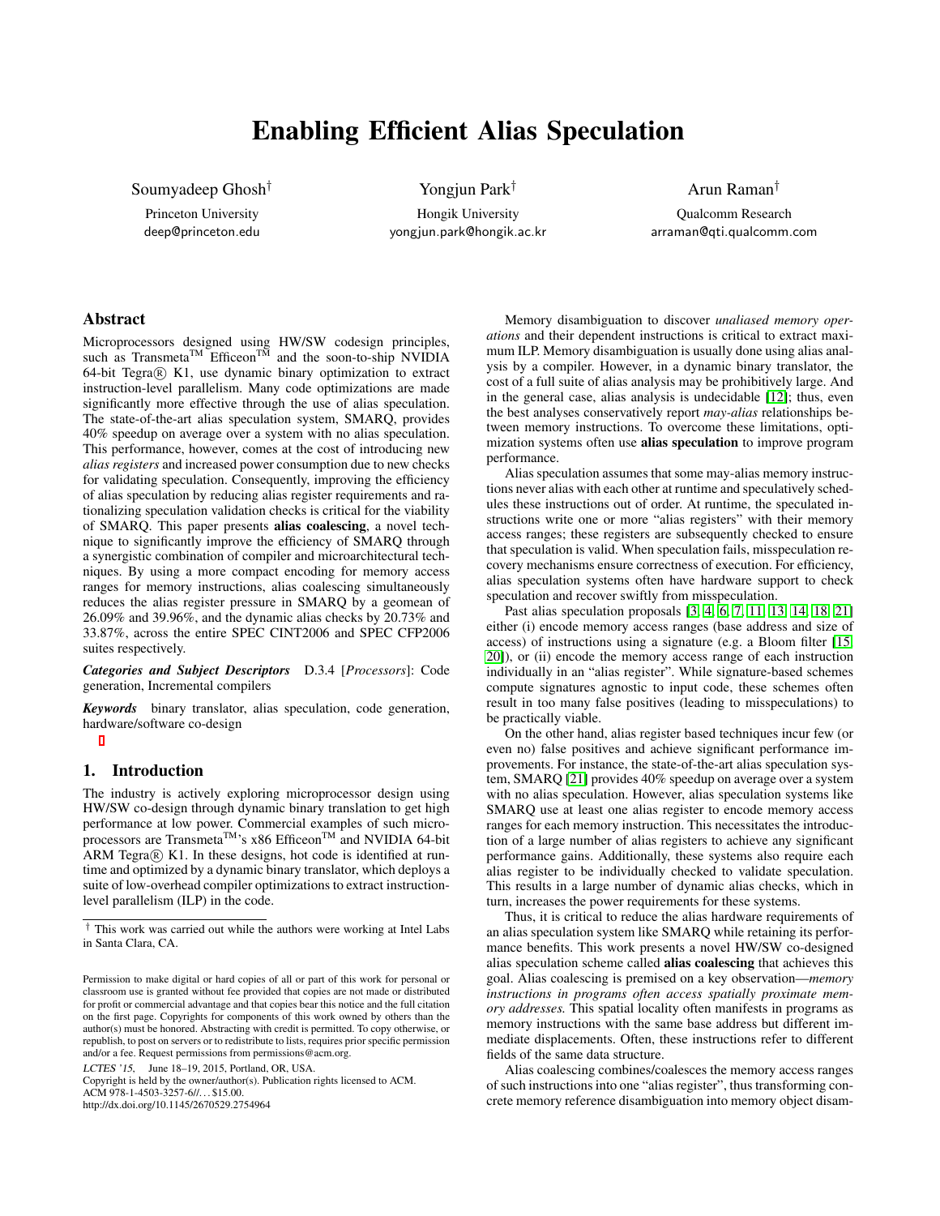# Enabling Efficient Alias Speculation

Soumyadeep Ghosh†
Princeton University
deep@princeton.edu

Yongjun Park†
Hongik University
yongjun.park@hongik.ac.kr

Arun Raman†
Qualcomm Research
arraman@qti.qualcomm.com

## Abstract

Microprocessors designed using HW/SW codesign principles, such as Transmeta™ Efficeon™ and the soon-to-ship NVIDIA 64-bit Tegra® K1, use dynamic binary optimization to extract instruction-level parallelism. Many code optimizations are made significantly more effective through the use of alias speculation. The state-of-the-art alias speculation system, SMARQ, provides 40% speedup on average over a system with no alias speculation. This performance, however, comes at the cost of introducing new *alias registers* and increased power consumption due to new checks for validating speculation. Consequently, improving the efficiency of alias speculation by reducing alias register requirements and rationalizing speculation validation checks is critical for the viability of SMARQ. This paper presents **alias coalescing**, a novel technique to significantly improve the efficiency of SMARQ through a synergistic combination of compiler and microarchitectural techniques. By using a more compact encoding for memory access ranges for memory instructions, alias coalescing simultaneously reduces the alias register pressure in SMARQ by a geomean of 26.09% and 39.96%, and the dynamic alias checks by 20.73% and 33.87%, across the entire SPEC CINT2006 and SPEC CFP2006 suites respectively.

***Categories and Subject Descriptors*** D.3.4 [*Processors*]: Code generation, Incremental compilers

***Keywords*** binary translator, alias speculation, code generation, hardware/software co-design

## 1. Introduction

The industry is actively exploring microprocessor design using HW/SW co-design through dynamic binary translation to get high performance at low power. Commercial examples of such microprocessors are Transmeta™'s x86 Efficeon™ and NVIDIA 64-bit ARM Tegra® K1. In these designs, hot code is identified at runtime and optimized by a dynamic binary translator, which deploys a suite of low-overhead compiler optimizations to extract instruction-level parallelism (ILP) in the code.

† This work was carried out while the authors were working at Intel Labs in Santa Clara, CA.

Permission to make digital or hard copies of all or part of this work for personal or classroom use is granted without fee provided that copies are not made or distributed for profit or commercial advantage and that copies bear this notice and the full citation on the first page. Copyrights for components of this work owned by others than the author(s) must be honored. Abstracting with credit is permitted. To copy otherwise, or republish, to post on servers or to redistribute to lists, requires prior specific permission and/or a fee. Request permissions from permissions@acm.org.

*LCTES '15*, June 18–19, 2015, Portland, OR, USA.
Copyright is held by the owner/author(s). Publication rights licensed to ACM.
ACM 978-1-4503-3257-6//... $15.00.
http://dx.doi.org/10.1145/2670529.2754964

Memory disambiguation to discover *unaliased memory operations* and their dependent instructions is critical to extract maximum ILP. Memory disambiguation is usually done using alias analysis by a compiler. However, in a dynamic binary translator, the cost of a full suite of alias analysis may be prohibitively large. And in the general case, alias analysis is undecidable [12]; thus, even the best analyses conservatively report *may-alias* relationships between memory instructions. To overcome these limitations, optimization systems often use **alias speculation** to improve program performance.

Alias speculation assumes that some may-alias memory instructions never alias with each other at runtime and speculatively schedules these instructions out of order. At runtime, the speculated instructions write one or more "alias registers" with their memory access ranges; these registers are subsequently checked to ensure that speculation is valid. When speculation fails, misspeculation recovery mechanisms ensure correctness of execution. For efficiency, alias speculation systems often have hardware support to check speculation and recover swiftly from misspeculation.

Past alias speculation proposals [3, 4, 6, 7, 11, 13, 14, 18, 21] either (i) encode memory access ranges (base address and size of access) of instructions using a signature (e.g. a Bloom filter [15, 20]), or (ii) encode the memory access range of each instruction individually in an "alias register". While signature-based schemes compute signatures agnostic to input code, these schemes often result in too many false positives (leading to misspeculations) to be practically viable.

On the other hand, alias register based techniques incur few (or even no) false positives and achieve significant performance improvements. For instance, the state-of-the-art alias speculation system, SMARQ [21] provides 40% speedup on average over a system with no alias speculation. However, alias speculation systems like SMARQ use at least one alias register to encode memory access ranges for each memory instruction. This necessitates the introduction of a large number of alias registers to achieve any significant performance gains. Additionally, these systems also require each alias register to be individually checked to validate speculation. This results in a large number of dynamic alias checks, which in turn, increases the power requirements for these systems.

Thus, it is critical to reduce the alias hardware requirements of an alias speculation system like SMARQ while retaining its performance benefits. This work presents a novel HW/SW co-designed alias speculation scheme called **alias coalescing** that achieves this goal. Alias coalescing is premised on a key observation—*memory instructions in programs often access spatially proximate memory addresses.* This spatial locality often manifests in programs as memory instructions with the same base address but different immediate displacements. Often, these instructions refer to different fields of the same data structure.

Alias coalescing combines/coalesces the memory access ranges of such instructions into one "alias register", thus transforming concrete memory reference disambiguation into memory object disam-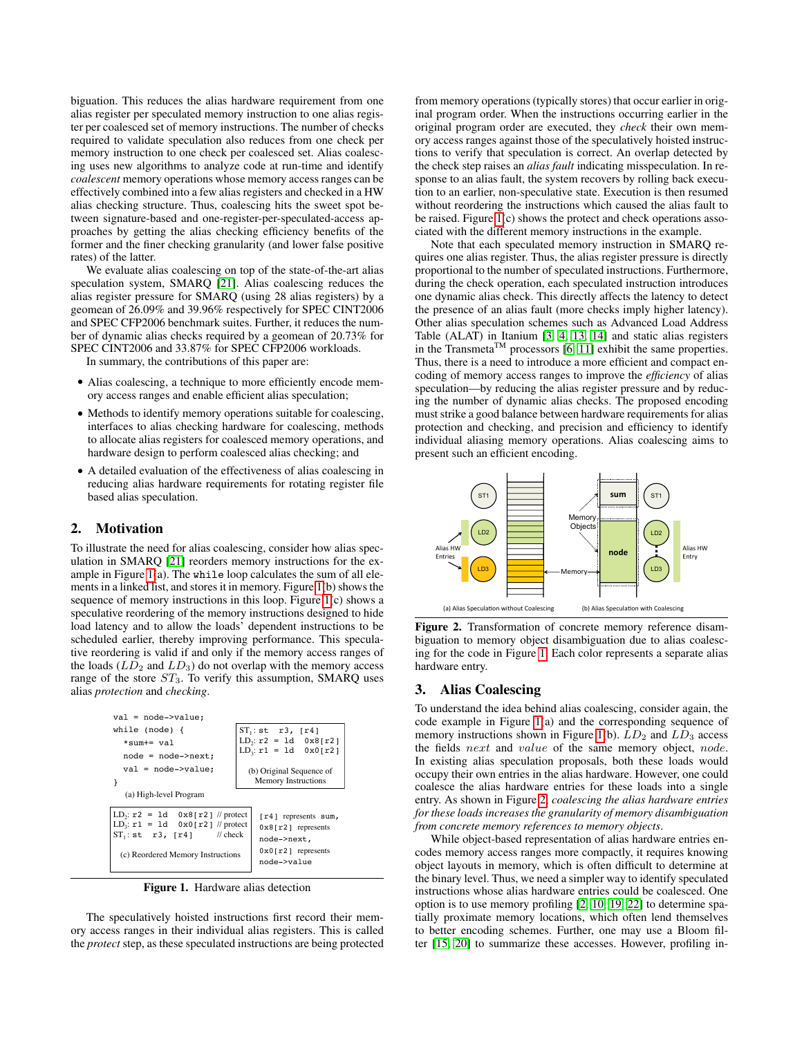biguation. This reduces the alias hardware requirement from one alias register per speculated memory instruction to one alias register per coalesced set of memory instructions. The number of checks required to validate speculation also reduces from one check per memory instruction to one check per coalesced set. Alias coalescing uses new algorithms to analyze code at run-time and identify *coalescent* memory operations whose memory access ranges can be effectively combined into a few alias registers and checked in a HW alias checking structure. Thus, coalescing hits the sweet spot between signature-based and one-register-per-speculated-access approaches by getting the alias checking efficiency benefits of the former and the finer checking granularity (and lower false positive rates) of the latter.

We evaluate alias coalescing on top of the state-of-the-art alias speculation system, SMARQ [21]. Alias coalescing reduces the alias register pressure for SMARQ (using 28 alias registers) by a geomean of 26.09% and 39.96% respectively for SPEC CINT2006 and SPEC CFP2006 benchmark suites. Further, it reduces the number of dynamic alias checks required by a geomean of 20.73% for SPEC CINT2006 and 33.87% for SPEC CFP2006 workloads.

In summary, the contributions of this paper are:

- Alias coalescing, a technique to more efficiently encode memory access ranges and enable efficient alias speculation;
- Methods to identify memory operations suitable for coalescing, interfaces to alias checking hardware for coalescing, methods to allocate alias registers for coalesced memory operations, and hardware design to perform coalesced alias checking; and
- A detailed evaluation of the effectiveness of alias coalescing in reducing alias hardware requirements for rotating register file based alias speculation.

## 2. Motivation

To illustrate the need for alias coalescing, consider how alias speculation in SMARQ [21] reorders memory instructions for the example in Figure 1(a). The `while` loop calculates the sum of all elements in a linked list, and stores it in memory. Figure 1(b) shows the sequence of memory instructions in this loop. Figure 1(c) shows a speculative reordering of the memory instructions designed to hide load latency and to allow the loads' dependent instructions to be scheduled earlier, thereby improving performance. This speculative reordering is valid if and only if the memory access ranges of the loads ($LD_2$ and $LD_3$) do not overlap with the memory access range of the store $ST_3$. To verify this assumption, SMARQ uses alias *protection* and *checking*.

```
val = node->value;
while (node) {
  *sum+= val
  node = node->next;
  val = node->value;
}
```
(a) High-level Program

```
ST1: st   r3, [r4]
LD2: r2 = ld   0x8[r2]
LD3: r1 = ld   0x0[r2]
```
(b) Original Sequence of Memory Instructions

```
LD2: r2 = ld   0x8[r2] // protect
LD3: r1 = ld   0x0[r2] // protect
ST1: st   r3, [r4]     // check
```
(c) Reordered Memory Instructions

`[r4]` represents `sum`, `0x8[r2]` represents `node->next`, `0x0[r2]` represents `node->value`

**Figure 1.** Hardware alias detection

The speculatively hoisted instructions first record their memory access ranges in their individual alias registers. This is called the *protect* step, as these speculated instructions are being protected from memory operations (typically stores) that occur earlier in original program order. When the instructions occurring earlier in the original program order are executed, they *check* their own memory access ranges against those of the speculatively hoisted instructions to verify that speculation is correct. An overlap detected by the check step raises an *alias fault* indicating misspeculation. In response to an alias fault, the system recovers by rolling back execution to an earlier, non-speculative state. Execution is then resumed without reordering the instructions which caused the alias fault to be raised. Figure 1(c) shows the protect and check operations associated with the different memory instructions in the example.

Note that each speculated memory instruction in SMARQ requires one alias register. Thus, the alias register pressure is directly proportional to the number of speculated instructions. Furthermore, during the check operation, each speculated instruction introduces one dynamic alias check. This directly affects the latency to detect the presence of an alias fault (more checks imply higher latency). Other alias speculation schemes such as Advanced Load Address Table (ALAT) in Itanium [3, 4, 13, 14] and static alias registers in the Transmeta™ processors [6, 11] exhibit the same properties. Thus, there is a need to introduce a more efficient and compact encoding of memory access ranges to improve the *efficiency* of alias speculation—by reducing the alias register pressure and by reducing the number of dynamic alias checks. The proposed encoding must strike a good balance between hardware requirements for alias protection and checking, and precision and efficiency to identify individual aliasing memory operations. Alias coalescing aims to present such an efficient encoding.

**Figure 2.** Transformation of concrete memory reference disambiguation to memory object disambiguation due to alias coalescing for the code in Figure 1. Each color represents a separate alias hardware entry.

## 3. Alias Coalescing

To understand the idea behind alias coalescing, consider again, the code example in Figure 1(a) and the corresponding sequence of memory instructions shown in Figure 1(b). $LD_2$ and $LD_3$ access the fields $next$ and $value$ of the same memory object, $node$. In existing alias speculation proposals, both these loads would occupy their own entries in the alias hardware. However, one could coalesce the alias hardware entries for these loads into a single entry. As shown in Figure 2, *coalescing the alias hardware entries for these loads increases the granularity of memory disambiguation from concrete memory references to memory objects.*

While object-based representation of alias hardware entries encodes memory access ranges more compactly, it requires knowing object layouts in memory, which is often difficult to determine at the binary level. Thus, we need a simpler way to identify speculated instructions whose alias hardware entries could be coalesced. One option is to use memory profiling [2, 10, 19, 22] to determine spatially proximate memory locations, which often lend themselves to better encoding schemes. Further, one may use a Bloom filter [15, 20] to summarize these accesses. However, profiling in-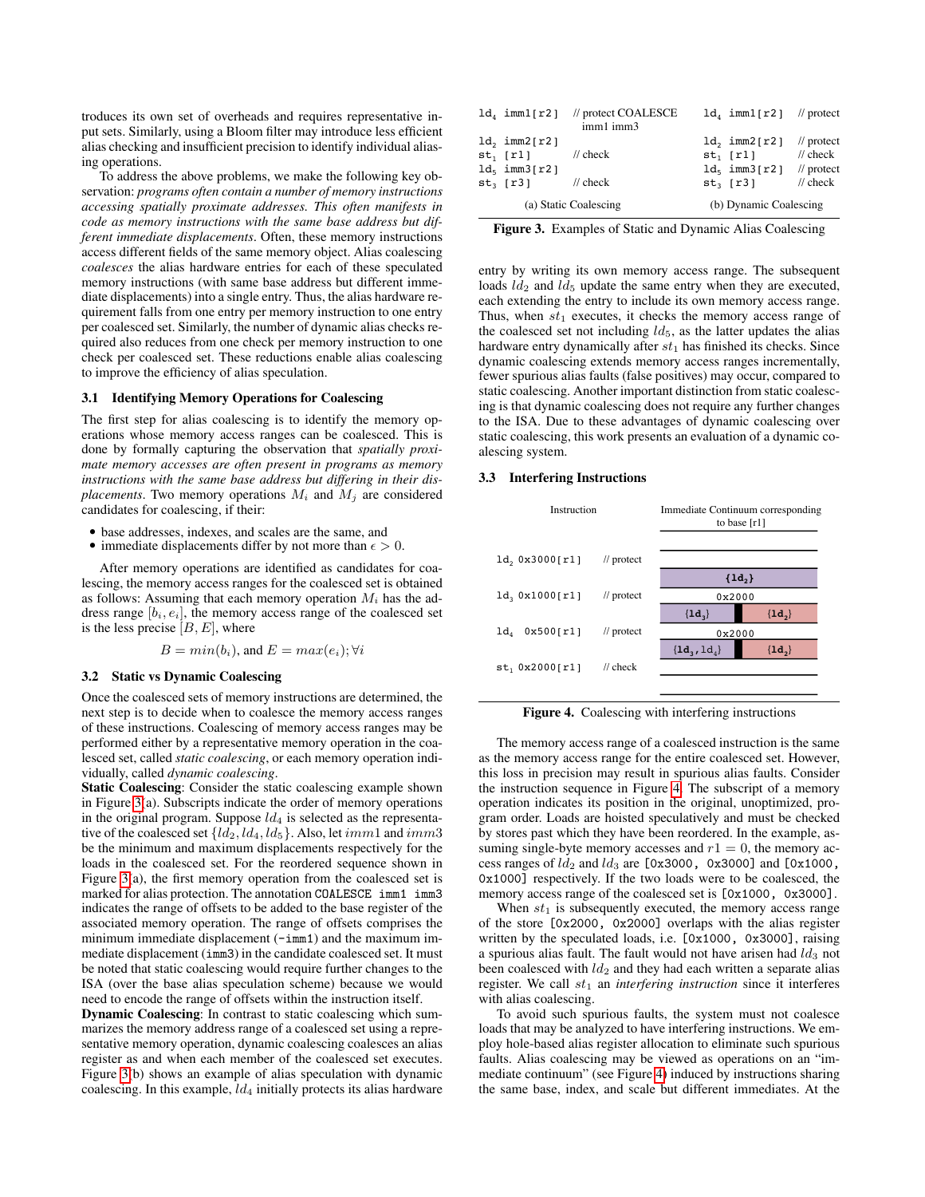troduces its own set of overheads and requires representative input sets. Similarly, using a Bloom filter may introduce less efficient alias checking and insufficient precision to identify individual aliasing operations.

To address the above problems, we make the following key observation: *programs often contain a number of memory instructions accessing spatially proximate addresses. This often manifests in code as memory instructions with the same base address but different immediate displacements*. Often, these memory instructions access different fields of the same memory object. Alias coalescing *coalesces* the alias hardware entries for each of these speculated memory instructions (with same base address but different immediate displacements) into a single entry. Thus, the alias hardware requirement falls from one entry per memory instruction to one entry per coalesced set. Similarly, the number of dynamic alias checks required also reduces from one check per memory instruction to one check per coalesced set. These reductions enable alias coalescing to improve the efficiency of alias speculation.

### 3.1 Identifying Memory Operations for Coalescing

The first step for alias coalescing is to identify the memory operations whose memory access ranges can be coalesced. This is done by formally capturing the observation that *spatially proximate memory accesses are often present in programs as memory instructions with the same base address but differing in their displacements*. Two memory operations $M_i$ and $M_j$ are considered candidates for coalescing, if their:

- base addresses, indexes, and scales are the same, and
- immediate displacements differ by not more than $\epsilon > 0$.

After memory operations are identified as candidates for coalescing, the memory access ranges for the coalesced set is obtained as follows: Assuming that each memory operation $M_i$ has the address range $[b_i, e_i]$, the memory access range of the coalesced set is the less precise $[B, E]$, where

$$B = min(b_i), \text{ and } E = max(e_i); \forall i$$

### 3.2 Static vs Dynamic Coalescing

Once the coalesced sets of memory instructions are determined, the next step is to decide when to coalesce the memory access ranges of these instructions. Coalescing of memory access ranges may be performed either by a representative memory operation in the coalesced set, called *static coalescing*, or each memory operation individually, called *dynamic coalescing*.

**Static Coalescing**: Consider the static coalescing example shown in Figure 3(a). Subscripts indicate the order of memory operations in the original program. Suppose $ld_4$ is selected as the representative of the coalesced set $\{ld_2, ld_4, ld_5\}$. Also, let $imm1$ and $imm3$ be the minimum and maximum displacements respectively for the loads in the coalesced set. For the reordered sequence shown in Figure 3(a), the first memory operation from the coalesced set is marked for alias protection. The annotation `COALESCE imm1 imm3` indicates the range of offsets to be added to the base register of the associated memory operation. The range of offsets comprises the minimum immediate displacement (`-imm1`) and the maximum immediate displacement (`imm3`) in the candidate coalesced set. It must be noted that static coalescing would require further changes to the ISA (over the base alias speculation scheme) because we would need to encode the range of offsets within the instruction itself.

**Dynamic Coalescing**: In contrast to static coalescing which summarizes the memory address range of a coalesced set using a representative memory operation, dynamic coalescing coalesces an alias register as and when each member of the coalesced set executes. Figure 3(b) shows an example of alias speculation with dynamic coalescing. In this example, $ld_4$ initially protects its alias hardware entry by writing its own memory access range. The subsequent loads $ld_2$ and $ld_5$ update the same entry when they are executed, each extending the entry to include its own memory access range. Thus, when $st_1$ executes, it checks the memory access range of the coalesced set not including $ld_5$, as the latter updates the alias hardware entry dynamically after $st_1$ has finished its checks. Since dynamic coalescing extends memory access ranges incrementally, fewer spurious alias faults (false positives) may occur, compared to static coalescing. Another important distinction from static coalescing is that dynamic coalescing does not require any further changes to the ISA. Due to these advantages of dynamic coalescing over static coalescing, this work presents an evaluation of a dynamic coalescing system.

```
ld4 imm1[r2]   // protect COALESCE imm1 imm3
ld2 imm2[r2]
st1 [r1]       // check
ld5 imm3[r2]
st3 [r3]       // check
```
(a) Static Coalescing

```
ld4 imm1[r2]   // protect
ld2 imm2[r2]   // protect
st1 [r1]       // check
ld5 imm3[r2]   // protect
st3 [r3]       // check
```
(b) Dynamic Coalescing

**Figure 3.** Examples of Static and Dynamic Alias Coalescing

### 3.3 Interfering Instructions

| Instruction | | Immediate Continuum corresponding to base [r1] |
|---|---|---|
| `ld2 0x3000[r1]` | // protect | {ld2} |
| `ld3 0x1000[r1]` | // protect | {ld3} \| 0x2000 \| {ld2} |
| `ld4 0x500[r1]` | // protect | {ld3, ld4} \| 0x2000 \| {ld2} |
| `st1 0x2000[r1]` | // check | |

**Figure 4.** Coalescing with interfering instructions

The memory access range of a coalesced instruction is the same as the memory access range for the entire coalesced set. However, this loss in precision may result in spurious alias faults. Consider the instruction sequence in Figure 4. The subscript of a memory operation indicates its position in the original, unoptimized, program order. Loads are hoisted speculatively and must be checked by stores past which they have been reordered. In the example, assuming single-byte memory accesses and $r1 = 0$, the memory access ranges of $ld_2$ and $ld_3$ are `[0x3000, 0x3000]` and `[0x1000, 0x1000]` respectively. If the two loads were to be coalesced, the memory access range of the coalesced set is `[0x1000, 0x3000]`.

When $st_1$ is subsequently executed, the memory access range of the store `[0x2000, 0x2000]` overlaps with the alias register written by the speculated loads, i.e. `[0x1000, 0x3000]`, raising a spurious alias fault. The fault would not have arisen had $ld_3$ not been coalesced with $ld_2$ and they had each written a separate alias register. We call $st_1$ an *interfering instruction* since it interferes with alias coalescing.

To avoid such spurious faults, the system must not coalesce loads that may be analyzed to have interfering instructions. We employ hole-based alias register allocation to eliminate such spurious faults. Alias coalescing may be viewed as operations on an "immediate continuum" (see Figure 4) induced by instructions sharing the same base, index, and scale but different immediates. At the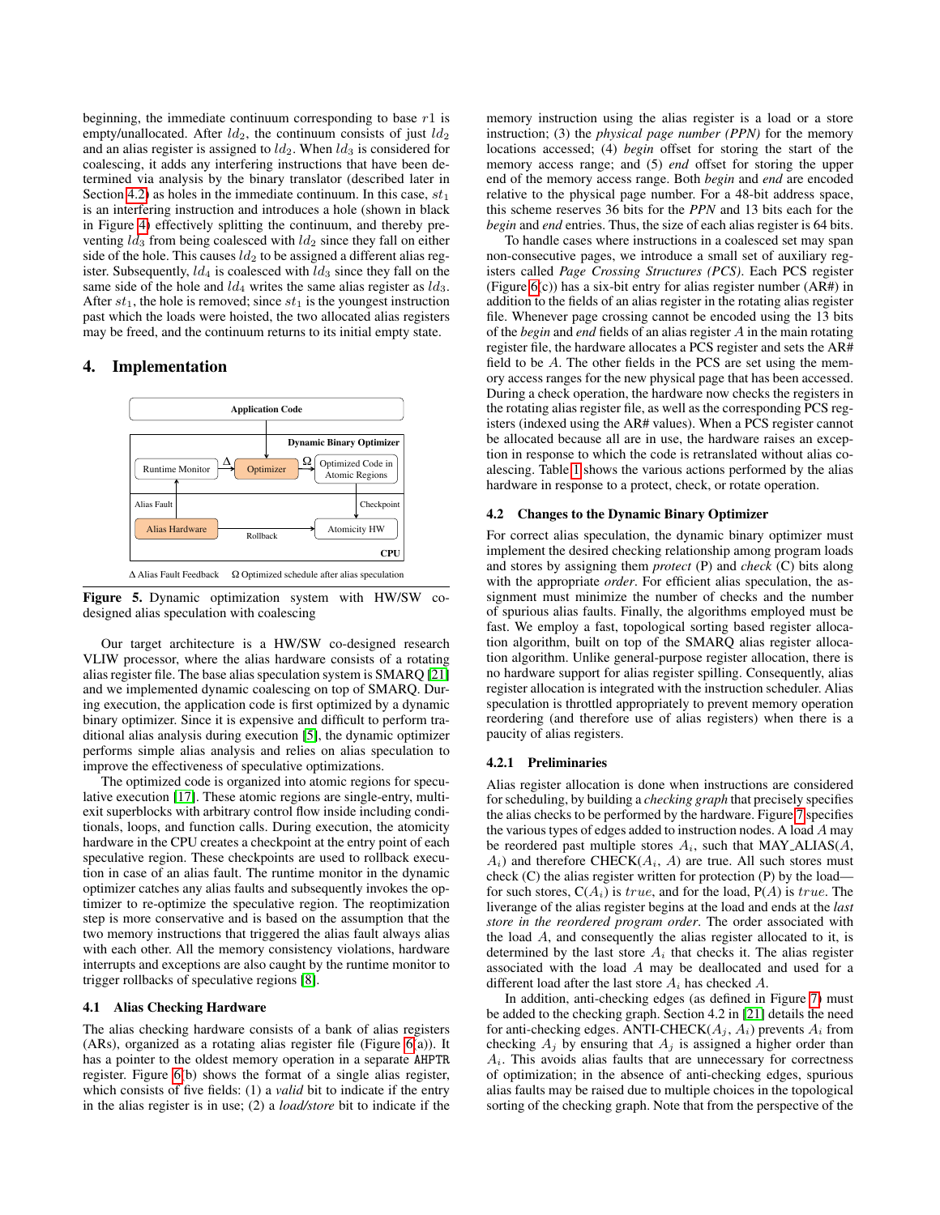beginning, the immediate continuum corresponding to base $r1$ is empty/unallocated. After $ld_2$, the continuum consists of just $ld_2$ and an alias register is assigned to $ld_2$. When $ld_3$ is considered for coalescing, it adds any interfering instructions that have been determined via analysis by the binary translator (described later in Section 4.2) as holes in the immediate continuum. In this case, $st_1$ is an interfering instruction and introduces a hole (shown in black in Figure 4) effectively splitting the continuum, and thereby preventing $ld_3$ from being coalesced with $ld_2$ since they fall on either side of the hole. This causes $ld_2$ to be assigned a different alias register. Subsequently, $ld_4$ is coalesced with $ld_3$ since they fall on the same side of the hole and $ld_4$ writes the same alias register as $ld_3$. After $st_1$, the hole is removed; since $st_1$ is the youngest instruction past which the loads were hoisted, the two allocated alias registers may be freed, and the continuum returns to its initial empty state.

## 4. Implementation

Application Code

Dynamic Binary Optimizer

Runtime Monitor — Δ — Optimizer — Ω — Optimized Code in Atomic Regions

Alias Fault — Checkpoint

Alias Hardware — Rollback — Atomicity HW

CPU

Δ Alias Fault Feedback    Ω Optimized schedule after alias speculation

**Figure 5.** Dynamic optimization system with HW/SW co-designed alias speculation with coalescing

Our target architecture is a HW/SW co-designed research VLIW processor, where the alias hardware consists of a rotating alias register file. The base alias speculation system is SMARQ [21] and we implemented dynamic coalescing on top of SMARQ. During execution, the application code is first optimized by a dynamic binary optimizer. Since it is expensive and difficult to perform traditional alias analysis during execution [5], the dynamic optimizer performs simple alias analysis and relies on alias speculation to improve the effectiveness of speculative optimizations.

The optimized code is organized into atomic regions for speculative execution [17]. These atomic regions are single-entry, multi-exit superblocks with arbitrary control flow inside including conditionals, loops, and function calls. During execution, the atomicity hardware in the CPU creates a checkpoint at the entry point of each speculative region. These checkpoints are used to rollback execution in case of an alias fault. The runtime monitor in the dynamic optimizer catches any alias faults and subsequently invokes the optimizer to re-optimize the speculative region. The reoptimization step is more conservative and is based on the assumption that the two memory instructions that triggered the alias fault always alias with each other. All the memory consistency violations, hardware interrupts and exceptions are also caught by the runtime monitor to trigger rollbacks of speculative regions [8].

### 4.1 Alias Checking Hardware

The alias checking hardware consists of a bank of alias registers (ARs), organized as a rotating alias register file (Figure 6(a)). It has a pointer to the oldest memory operation in a separate AHPTR register. Figure 6(b) shows the format of a single alias register, which consists of five fields: (1) a *valid* bit to indicate if the entry in the alias register is in use; (2) a *load/store* bit to indicate if the memory instruction using the alias register is a load or a store instruction; (3) the *physical page number (PPN)* for the memory locations accessed; (4) *begin* offset for storing the start of the memory access range; and (5) *end* offset for storing the upper end of the memory access range. Both *begin* and *end* are encoded relative to the physical page number. For a 48-bit address space, this scheme reserves 36 bits for the *PPN* and 13 bits each for the *begin* and *end* entries. Thus, the size of each alias register is 64 bits.

To handle cases where instructions in a coalesced set may span non-consecutive pages, we introduce a small set of auxiliary registers called *Page Crossing Structures (PCS)*. Each PCS register (Figure 6(c)) has a six-bit entry for alias register number (AR#) in addition to the fields of an alias register in the rotating alias register file. Whenever page crossing cannot be encoded using the 13 bits of the *begin* and *end* fields of an alias register $A$ in the main rotating register file, the hardware allocates a PCS register and sets the AR# field to be $A$. The other fields in the PCS are set using the memory access ranges for the new physical page that has been accessed. During a check operation, the hardware now checks the registers in the rotating alias register file, as well as the corresponding PCS registers (indexed using the AR# values). When a PCS register cannot be allocated because all are in use, the hardware raises an exception in response to which the code is retranslated without alias coalescing. Table 1 shows the various actions performed by the alias hardware in response to a protect, check, or rotate operation.

### 4.2 Changes to the Dynamic Binary Optimizer

For correct alias speculation, the dynamic binary optimizer must implement the desired checking relationship among program loads and stores by assigning them *protect* (P) and *check* (C) bits along with the appropriate *order*. For efficient alias speculation, the assignment must minimize the number of checks and the number of spurious alias faults. Finally, the algorithms employed must be fast. We employ a fast, topological sorting based register allocation algorithm, built on top of the SMARQ alias register allocation algorithm. Unlike general-purpose register allocation, there is no hardware support for alias register spilling. Consequently, alias register allocation is integrated with the instruction scheduler. Alias speculation is throttled appropriately to prevent memory operation reordering (and therefore use of alias registers) when there is a paucity of alias registers.

#### 4.2.1 Preliminaries

Alias register allocation is done when instructions are considered for scheduling, by building a *checking graph* that precisely specifies the alias checks to be performed by the hardware. Figure 7 specifies the various types of edges added to instruction nodes. A load $A$ may be reordered past multiple stores $A_i$, such that MAY_ALIAS($A$, $A_i$) and therefore CHECK($A_i$, $A$) are true. All such stores must check (C) the alias register written for protection (P) by the load—for such stores, C($A_i$) is $true$, and for the load, P($A$) is $true$. The liverange of the alias register begins at the load and ends at the *last store in the reordered program order*. The order associated with the load $A$, and consequently the alias register allocated to it, is determined by the last store $A_i$ that checks it. The alias register associated with the load $A$ may be deallocated and used for a different load after the last store $A_i$ has checked $A$.

In addition, anti-checking edges (as defined in Figure 7) must be added to the checking graph. Section 4.2 in [21] details the need for anti-checking edges. ANTI-CHECK($A_j$, $A_i$) prevents $A_i$ from checking $A_j$ by ensuring that $A_j$ is assigned a higher order than $A_i$. This avoids alias faults that are unnecessary for correctness of optimization; in the absence of anti-checking edges, spurious alias faults may be raised due to multiple choices in the topological sorting of the checking graph. Note that from the perspective of the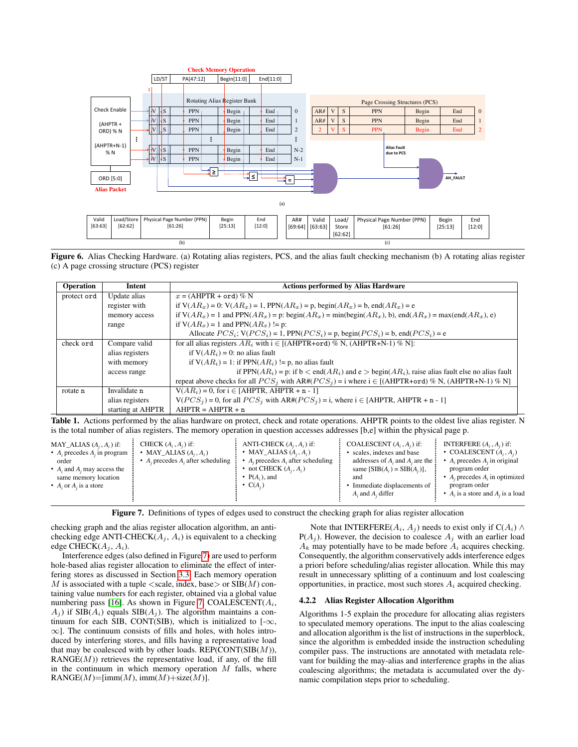**Figure 6.** Alias Checking Hardware. (a) Rotating alias registers, PCS, and the alias fault checking mechanism (b) A rotating alias register (c) A page crossing structure (PCS) register

| Operation | Intent | Actions performed by Alias Hardware |
|---|---|---|
| protect ord | Update alias register with memory access range | $x$ = (AHPTR + ord) % N<br>if V($AR_x$) = 0: V($AR_x$) = 1, PPN($AR_x$) = p, begin($AR_x$) = b, end($AR_x$) = e<br>if V($AR_x$) = 1 and PPN($AR_x$) = p: begin($AR_x$) = min(begin($AR_x$), b), end($AR_x$) = max(end($AR_x$), e)<br>if V($AR_x$) = 1 and PPN($AR_x$) != p:<br>Allocate $PCS_i$; V($PCS_i$) = 1, PPN($PCS_i$) = p, begin($PCS_i$) = b, end($PCS_i$) = e |
| check ord | Compare valid alias registers with memory access range | for all alias registers $AR_i$ with i ∈ [(AHPTR+ord) % N, (AHPTR+N-1) % N]:<br>if V($AR_i$) = 0: no alias fault<br>if V($AR_i$) = 1: if PPN($AR_i$) != p, no alias fault<br>if PPN($AR_i$) = p: if b < end($AR_i$) and e > begin($AR_i$), raise alias fault else no alias fault<br>repeat above checks for all $PCS_j$ with AR#($PCS_j$) = i where i ∈ [(AHPTR+ord) % N, (AHPTR+N-1) % N] |
| rotate n | Invalidate n alias registers starting at AHPTR | V($AR_i$) = 0, for i ∈ [AHPTR, AHPTR + n - 1]<br>V($PCS_j$) = 0, for all $PCS_j$ with AR#($PCS_j$) = i, where i ∈ [AHPTR, AHPTR + n - 1]<br>AHPTR = AHPTR + n |

**Table 1.** Actions performed by the alias hardware on protect, check and rotate operations. AHPTR points to the oldest live alias register. N is the total number of alias registers. The memory operation in question accesses addresses [b,e] within the physical page p.

MAY_ALIAS ($A_j$, $A_i$) if:
- $A_i$ precedes $A_j$ in program order
- $A_i$ and $A_j$ may access the same memory location
- $A_i$ or $A_j$ is a store

CHECK ($A_j$, $A_i$) if:
- MAY_ALIAS ($A_j$, $A_i$)
- $A_j$ precedes $A_i$ after scheduling

ANTI-CHECK ($A_j$, $A_i$) if:
- MAY_ALIAS ($A_j$, $A_i$)
- $A_j$ precedes $A_i$ after scheduling
- not CHECK ($A_j$, $A_i$)
- P($A_i$), and
- C($A_j$)

COALESCENT ($A_i$, $A_j$) if:
- scales, indexes and base addresses of $A_i$ and $A_j$ are the same [SIB($A_i$) = SIB($A_j$)], and
- Immediate displacements of $A_i$ and $A_j$ differ

INTERFERE ($A_i$, $A_j$) if:
- COALESCENT ($A_i$, $A_j$)
- $A_i$ precedes $A_j$ in original program order
- $A_j$ precedes $A_i$ in optimized program order
- $A_i$ is a store and $A_j$ is a load

**Figure 7.** Definitions of types of edges used to construct the checking graph for alias register allocation

checking graph and the alias register allocation algorithm, an anti-checking edge ANTI-CHECK($A_j$, $A_i$) is equivalent to a checking edge CHECK($A_j$, $A_i$).

Interference edges (also defined in Figure 7) are used to perform hole-based alias register allocation to eliminate the effect of interfering stores as discussed in Section 3.3. Each memory operation $M$ is associated with a tuple <scale, index, base> or SIB($M$) containing value numbers for each register, obtained via a global value numbering pass [16]. As shown in Figure 7, COALESCENT($A_i$, $A_j$) if SIB($A_i$) equals SIB($A_j$). The algorithm maintains a continuum for each SIB, CONT(SIB), which is initialized to [-∞, ∞]. The continuum consists of fills and holes, with holes introduced by interfering stores, and fills having a representative load that may be coalesced with by other loads. REP(CONT(SIB($M$)), RANGE($M$)) retrieves the representative load, if any, of the fill in the continuum in which memory operation $M$ falls, where RANGE($M$)=[imm($M$), imm($M$)+size($M$)].

Note that INTERFERE($A_i$, $A_j$) needs to exist only if C($A_i$) ∧ P($A_j$). However, the decision to coalesce $A_j$ with an earlier load $A_k$ may potentially have to be made before $A_i$ acquires checking. Consequently, the algorithm conservatively adds interference edges a priori before scheduling/alias register allocation. While this may result in unnecessary splitting of a continuum and lost coalescing opportunities, in practice, most such stores $A_i$ acquired checking.

### 4.2.2 Alias Register Allocation Algorithm

Algorithms 1-5 explain the procedure for allocating alias registers to speculated memory operations. The input to the alias coalescing and allocation algorithm is the list of instructions in the superblock, since the algorithm is embedded inside the instruction scheduling compiler pass. The instructions are annotated with metadata relevant for building the may-alias and interference graphs in the alias coalescing algorithms; the metadata is accumulated over the dynamic compilation steps prior to scheduling.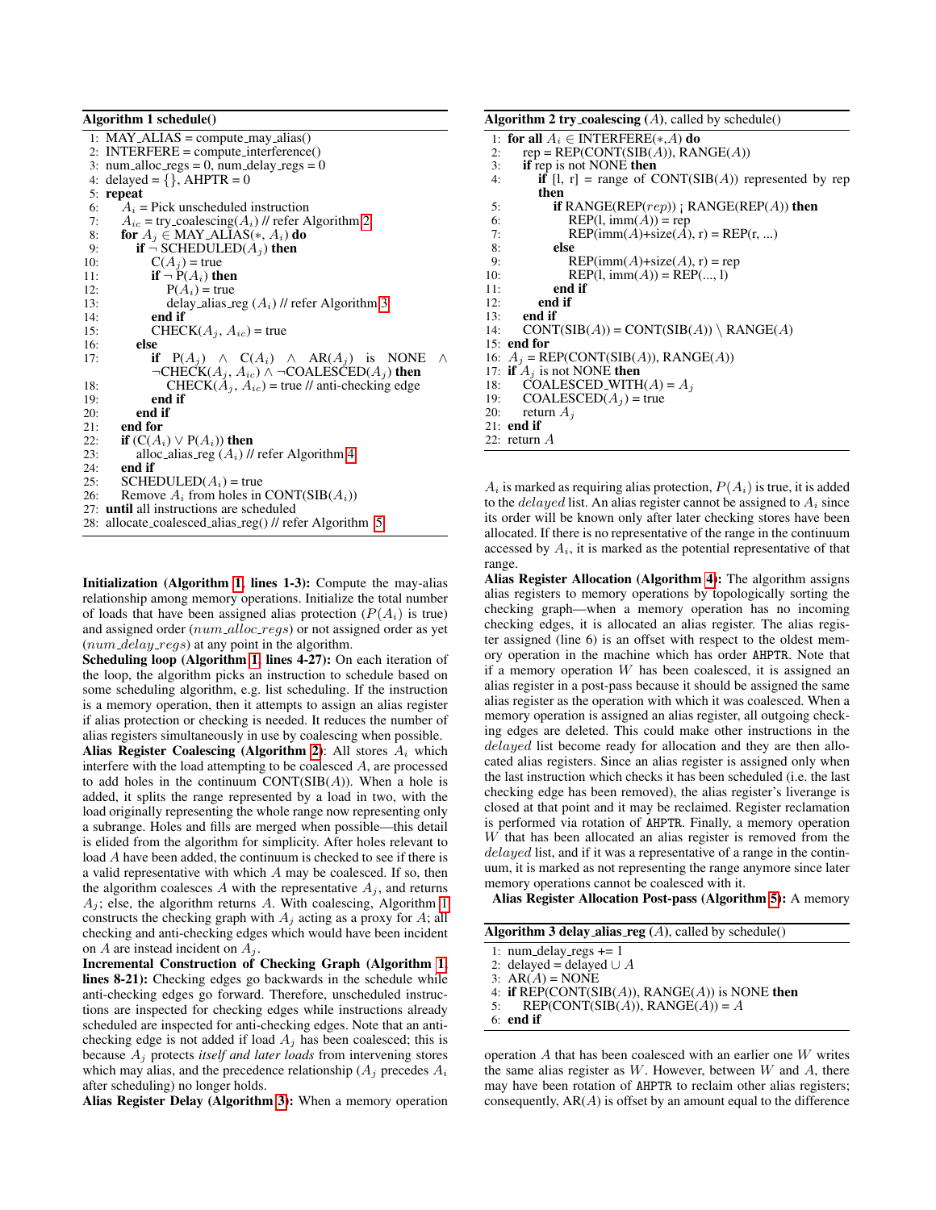**Algorithm 1 schedule()**

```
1:  MAY_ALIAS = compute_may_alias()
2:  INTERFERE = compute_interference()
3:  num_alloc_regs = 0, num_delay_regs = 0
4:  delayed = {}, AHPTR = 0
5:  repeat
6:      A_i = Pick unscheduled instruction
7:      A_ic = try_coalescing(A_i) // refer Algorithm 2
8:      for A_j ∈ MAY_ALIAS(∗, A_i) do
9:          if ¬ SCHEDULED(A_j) then
10:             C(A_j) = true
11:             if ¬ P(A_i) then
12:                 P(A_i) = true
13:                 delay_alias_reg (A_i) // refer Algorithm 3
14:             end if
15:             CHECK(A_j, A_ic) = true
16:         else
17:             if P(A_j) ∧ C(A_i) ∧ AR(A_j) is NONE ∧
                ¬CHECK(A_j, A_ic) ∧ ¬COALESCED(A_j) then
18:                 CHECK(A_j, A_ic) = true // anti-checking edge
19:             end if
20:         end if
21:     end for
22:     if (C(A_i) ∨ P(A_i)) then
23:         alloc_alias_reg (A_i) // refer Algorithm 4
24:     end if
25:     SCHEDULED(A_i) = true
26:     Remove A_i from holes in CONT(SIB(A_i))
27: until all instructions are scheduled
28: allocate_coalesced_alias_reg() // refer Algorithm 5
```

**Initialization (Algorithm 1, lines 1-3):** Compute the may-alias relationship among memory operations. Initialize the total number of loads that have been assigned alias protection ($P(A_i)$ is true) and assigned order ($num\_alloc\_regs$) or not assigned order as yet ($num\_delay\_regs$) at any point in the algorithm.

**Scheduling loop (Algorithm 1, lines 4-27):** On each iteration of the loop, the algorithm picks an instruction to schedule based on some scheduling algorithm, e.g. list scheduling. If the instruction is a memory operation, then it attempts to assign an alias register if alias protection or checking is needed. It reduces the number of alias registers simultaneously in use by coalescing when possible.

**Alias Register Coalescing (Algorithm 2):** All stores $A_i$ which interfere with the load attempting to be coalesced $A$, are processed to add holes in the continuum CONT(SIB($A$)). When a hole is added, it splits the range represented by a load in two, with the load originally representing the whole range now representing only a subrange. Holes and fills are merged when possible—this detail is elided from the algorithm for simplicity. After holes relevant to load $A$ have been added, the continuum is checked to see if there is a valid representative with which $A$ may be coalesced. If so, then the algorithm coalesces $A$ with the representative $A_j$, and returns $A_j$; else, the algorithm returns $A$. With coalescing, Algorithm 1 constructs the checking graph with $A_j$ acting as a proxy for $A$; all checking and anti-checking edges which would have been incident on $A$ are instead incident on $A_j$.

**Incremental Construction of Checking Graph (Algorithm 1, lines 8-21):** Checking edges go backwards in the schedule while anti-checking edges go forward. Therefore, unscheduled instructions are inspected for checking edges while instructions already scheduled are inspected for anti-checking edges. Note that an anti-checking edge is not added if load $A_j$ has been coalesced; this is because $A_j$ protects *itself and later loads* from intervening stores which may alias, and the precedence relationship ($A_j$ precedes $A_i$ after scheduling) no longer holds.

**Alias Register Delay (Algorithm 3):** When a memory operation $A_i$ is marked as requiring alias protection, $P(A_i)$ is true, it is added to the $delayed$ list. An alias register cannot be assigned to $A_i$ since its order will be known only after later checking stores have been allocated. If there is no representative of the range in the continuum accessed by $A_i$, it is marked as the potential representative of that range.

**Alias Register Allocation (Algorithm 4):** The algorithm assigns alias registers to memory operations by topologically sorting the checking graph—when a memory operation has no incoming checking edges, it is allocated an alias register. The alias register assigned (line 6) is an offset with respect to the oldest memory operation in the machine which has order AHPTR. Note that if a memory operation $W$ has been coalesced, it is assigned an alias register in a post-pass because it should be assigned the same alias register as the operation with which it was coalesced. When a memory operation is assigned an alias register, all outgoing checking edges are deleted. This could make other instructions in the $delayed$ list become ready for allocation and they are then allocated alias registers. Since an alias register is assigned only when the last instruction which checks it has been scheduled (i.e. the last checking edge has been removed), the alias register's liverange is closed at that point and it may be reclaimed. Register reclamation is performed via rotation of AHPTR. Finally, a memory operation $W$ that has been allocated an alias register is removed from the $delayed$ list, and if it was a representative of a range in the continuum, it is marked as not representing the range anymore since later memory operations cannot be coalesced with it.

**Alias Register Allocation Post-pass (Algorithm 5):** A memory operation $A$ that has been coalesced with an earlier one $W$ writes the same alias register as $W$. However, between $W$ and $A$, there may have been rotation of AHPTR to reclaim other alias registers; consequently, AR($A$) is offset by an amount equal to the difference

**Algorithm 2 try_coalescing ($A$), called by schedule()**

```
1:  for all A_i ∈ INTERFERE(∗,A) do
2:      rep = REP(CONT(SIB(A)), RANGE(A))
3:      if rep is not NONE then
4:          if [l, r] = range of CONT(SIB(A)) represented by rep
            then
5:              if RANGE(REP(rep)) < RANGE(REP(A)) then
6:                  REP(l, imm(A)) = rep
7:                  REP(imm(A)+size(A), r) = REP(r, ...)
8:              else
9:                  REP(imm(A)+size(A), r) = rep
10:                 REP(l, imm(A)) = REP(..., l)
11:             end if
12:         end if
13:     end if
14:     CONT(SIB(A)) = CONT(SIB(A)) \ RANGE(A)
15: end for
16: A_j = REP(CONT(SIB(A)), RANGE(A))
17: if A_j is not NONE then
18:     COALESCED_WITH(A) = A_j
19:     COALESCED(A_j) = true
20:     return A_j
21: end if
22: return A
```

**Algorithm 3 delay_alias_reg ($A$), called by schedule()**

```
1: num_delay_regs += 1
2: delayed = delayed ∪ A
3: AR(A) = NONE
4: if REP(CONT(SIB(A)), RANGE(A)) is NONE then
5:     REP(CONT(SIB(A)), RANGE(A)) = A
6: end if
```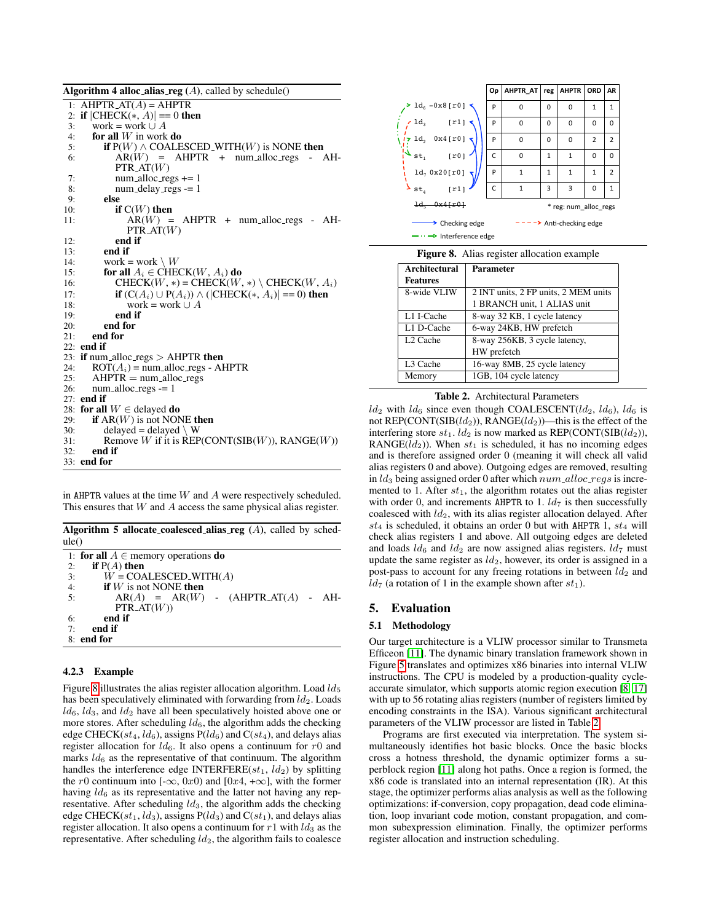**Algorithm 4** alloc_alias_reg ($A$), called by schedule()

```
1:  AHPTR_AT(A) = AHPTR
2:  if |CHECK(*, A)| == 0 then
3:      work = work ∪ A
4:      for all W in work do
5:          if P(W) ∧ COALESCED_WITH(W) is NONE then
6:              AR(W) = AHPTR + num_alloc_regs - AHPTR_AT(W)
7:              num_alloc_regs += 1
8:              num_delay_regs -= 1
9:          else
10:             if C(W) then
11:                 AR(W) = AHPTR + num_alloc_regs - AHPTR_AT(W)
12:             end if
13:         end if
14:         work = work \ W
15:         for all A_i ∈ CHECK(W, A_i) do
16:             CHECK(W, *) = CHECK(W, *) \ CHECK(W, A_i)
17:             if (C(A_i) ∪ P(A_i)) ∧ (|CHECK(*, A_i)| == 0) then
18:                 work = work ∪ A
19:             end if
20:         end for
21:     end for
22: end if
23: if num_alloc_regs > AHPTR then
24:     ROT(A_i) = num_alloc_regs - AHPTR
25:     AHPTR = num_alloc_regs
26:     num_alloc_regs -= 1
27: end if
28: for all W ∈ delayed do
29:     if AR(W) is not NONE then
30:         delayed = delayed \ W
31:         Remove W if it is REP(CONT(SIB(W)), RANGE(W))
32:     end if
33: end for
```

in AHPTR values at the time $W$ and $A$ were respectively scheduled. This ensures that $W$ and $A$ access the same physical alias register.

**Algorithm 5** allocate_coalesced_alias_reg ($A$), called by schedule()

```
1: for all A ∈ memory operations do
2:     if P(A) then
3:         W = COALESCED_WITH(A)
4:         if W is not NONE then
5:             AR(A) = AR(W) - (AHPTR_AT(A) - AHPTR_AT(W))
6:         end if
7:     end if
8: end for
```

#### 4.2.3 Example

Figure 8 illustrates the alias register allocation algorithm. Load $ld_5$ has been speculatively eliminated with forwarding from $ld_2$. Loads $ld_6$, $ld_3$, and $ld_2$ have all been speculatively hoisted above one or more stores. After scheduling $ld_6$, the algorithm adds the checking edge CHECK($st_4$, $ld_6$), assigns P($ld_6$) and C($st_4$), and delays alias register allocation for $ld_6$. It also opens a continuum for $r0$ and marks $ld_6$ as the representative of that continuum. The algorithm handles the interference edge INTERFERE($st_1$, $ld_2$) by splitting the $r0$ continuum into [-$\infty$, $0x0$) and [$0x4$, $+\infty$], with the former having $ld_6$ as its representative and the latter not having any representative. After scheduling $ld_3$, the algorithm adds the checking edge CHECK($st_1$, $ld_3$), assigns P($ld_3$) and C($st_1$), and delays alias register allocation. It also opens a continuum for $r1$ with $ld_3$ as the representative. After scheduling $ld_2$, the algorithm fails to coalesce $ld_2$ with $ld_6$ since even though COALESCENT($ld_2$, $ld_6$), $ld_6$ is not REP(CONT(SIB($ld_2$)), RANGE($ld_2$))—this is the effect of the interfering store $st_1$. $ld_2$ is now marked as REP(CONT(SIB($ld_2$)), RANGE($ld_2$)). When $st_1$ is scheduled, it has no incoming edges and is therefore assigned order 0 (meaning it will check all valid alias registers 0 and above). Outgoing edges are removed, resulting in $ld_3$ being assigned order 0 after which $num\_alloc\_regs$ is incremented to 1. After $st_1$, the algorithm rotates out the alias register with order 0, and increments AHPTR to 1. $ld_7$ is then successfully coalesced with $ld_2$, with its alias register allocation delayed. After $st_4$ is scheduled, it obtains an order 0 but with AHPTR 1, $st_4$ will check alias registers 1 and above. All outgoing edges are deleted and loads $ld_6$ and $ld_2$ are now assigned alias registers. $ld_7$ must update the same register as $ld_2$, however, its order is assigned in a post-pass to account for any freeing rotations in between $ld_2$ and $ld_7$ (a rotation of 1 in the example shown after $st_1$).

| Op | AHPTR_AT | reg | AHPTR | ORD | AR |
|---|---|---|---|---|---|
| P | 0 | 0 | 0 | 1 | 1 |
| P | 0 | 0 | 0 | 0 | 0 |
| P | 0 | 0 | 0 | 2 | 2 |
| C | 0 | 1 | 1 | 0 | 0 |
| P | 1 | 1 | 1 | 1 | 2 |
| C | 1 | 3 | 3 | 0 | 1 |

Instructions (top to bottom): $ld_6$ -0x8[r0]; $ld_3$ [r1]; $ld_2$ 0x4[r0]; $st_1$ [r0]; $ld_7$ 0x20[r0]; $st_4$ [r1]; ~~$ld_5$ 0x4[r0]~~

\* reg: num_alloc_regs

Legend: Checking edge; Anti-checking edge; Interference edge

**Figure 8.** Alias register allocation example

| Architectural Features | Parameter |
|---|---|
| 8-wide VLIW | 2 INT units, 2 FP units, 2 MEM units 1 BRANCH unit, 1 ALIAS unit |
| L1 I-Cache | 8-way 32 KB, 1 cycle latency |
| L1 D-Cache | 6-way 24KB, HW prefetch |
| L2 Cache | 8-way 256KB, 3 cycle latency, HW prefetch |
| L3 Cache | 16-way 8MB, 25 cycle latency |
| Memory | 1GB, 104 cycle latency |

**Table 2.** Architectural Parameters

## 5. Evaluation

### 5.1 Methodology

Our target architecture is a VLIW processor similar to Transmeta Efficeon [11]. The dynamic binary translation framework shown in Figure 5 translates and optimizes x86 binaries into internal VLIW instructions. The CPU is modeled by a production-quality cycle-accurate simulator, which supports atomic region execution [8, 17] with up to 56 rotating alias registers (number of registers limited by encoding constraints in the ISA). Various significant architectural parameters of the VLIW processor are listed in Table 2.

Programs are first executed via interpretation. The system simultaneously identifies hot basic blocks. Once the basic blocks cross a hotness threshold, the dynamic optimizer forms a superblock region [11] along hot paths. Once a region is formed, the x86 code is translated into an internal representation (IR). At this stage, the optimizer performs alias analysis as well as the following optimizations: if-conversion, copy propagation, dead code elimination, loop invariant code motion, constant propagation, and common subexpression elimination. Finally, the optimizer performs register allocation and instruction scheduling.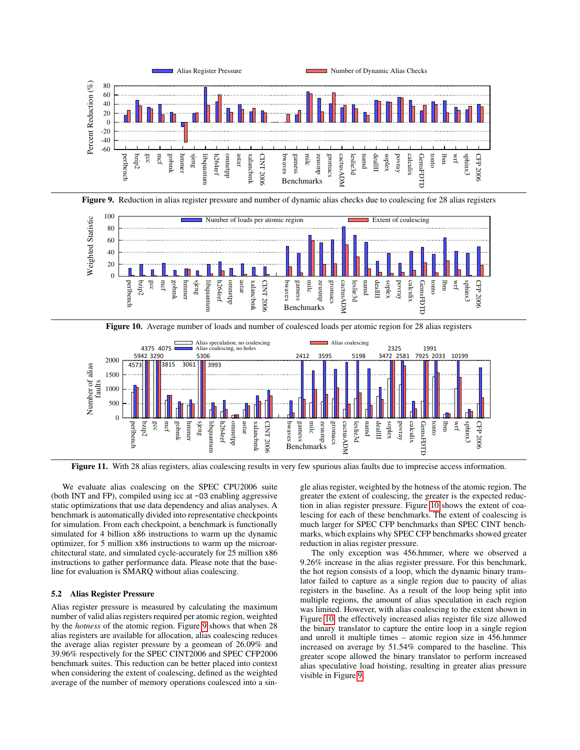Figure 9. Reduction in alias register pressure and number of dynamic alias checks due to coalescing for 28 alias registers

Figure 10. Average number of loads and number of coalesced loads per atomic region for 28 alias registers

Figure 11. With 28 alias registers, alias coalescing results in very few spurious alias faults due to imprecise access information.

We evaluate alias coalescing on the SPEC CPU2006 suite (both INT and FP), compiled using icc at `-O3` enabling aggressive static optimizations that use data dependency and alias analyses. A benchmark is automatically divided into representative checkpoints for simulation. From each checkpoint, a benchmark is functionally simulated for 4 billion x86 instructions to warm up the dynamic optimizer, for 5 million x86 instructions to warm up the microarchitectural state, and simulated cycle-accurately for 25 million x86 instructions to gather performance data. Please note that the baseline for evaluation is SMARQ without alias coalescing.

### 5.2 Alias Register Pressure

Alias register pressure is measured by calculating the maximum number of valid alias registers required per atomic region, weighted by the *hotness* of the atomic region. Figure 9 shows that when 28 alias registers are available for allocation, alias coalescing reduces the average alias register pressure by a geomean of 26.09% and 39.96% respectively for the SPEC CINT2006 and SPEC CFP2006 benchmark suites. This reduction can be better placed into context when considering the extent of coalescing, defined as the weighted average of the number of memory operations coalesced into a single alias register, weighted by the hotness of the atomic region. The greater the extent of coalescing, the greater is the expected reduction in alias register pressure. Figure 10 shows the extent of coalescing for each of these benchmarks. The extent of coalescing is much larger for SPEC CFP benchmarks than SPEC CINT benchmarks, which explains why SPEC CFP benchmarks showed greater reduction in alias register pressure.

The only exception was 456.hmmer, where we observed a 9.26% increase in the alias register pressure. For this benchmark, the hot region consists of a loop, which the dynamic binary translator failed to capture as a single region due to paucity of alias registers in the baseline. As a result of the loop being split into multiple regions, the amount of alias speculation in each region was limited. However, with alias coalescing to the extent shown in Figure 10, the effectively increased alias register file size allowed the binary translator to capture the entire loop in a single region and unroll it multiple times – atomic region size in 456.hmmer increased on average by 51.54% compared to the baseline. This greater scope allowed the binary translator to perform increased alias speculative load hoisting, resulting in greater alias pressure visible in Figure 9.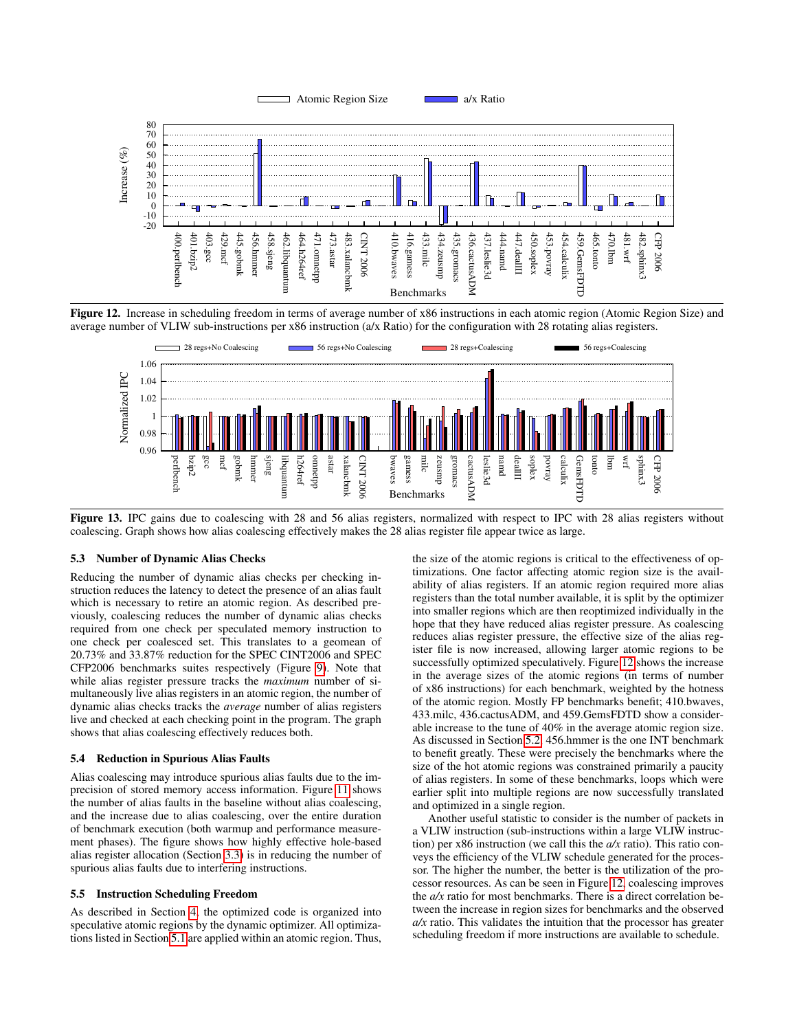**Figure 12.** Increase in scheduling freedom in terms of average number of x86 instructions in each atomic region (Atomic Region Size) and average number of VLIW sub-instructions per x86 instruction (a/x Ratio) for the configuration with 28 rotating alias registers.

**Figure 13.** IPC gains due to coalescing with 28 and 56 alias registers, normalized with respect to IPC with 28 alias registers without coalescing. Graph shows how alias coalescing effectively makes the 28 alias register file appear twice as large.

### 5.3 Number of Dynamic Alias Checks

Reducing the number of dynamic alias checks per checking instruction reduces the latency to detect the presence of an alias fault which is necessary to retire an atomic region. As described previously, coalescing reduces the number of dynamic alias checks required from one check per speculated memory instruction to one check per coalesced set. This translates to a geomean of 20.73% and 33.87% reduction for the SPEC CINT2006 and SPEC CFP2006 benchmarks suites respectively (Figure 9). Note that while alias register pressure tracks the *maximum* number of simultaneously live alias registers in an atomic region, the number of dynamic alias checks tracks the *average* number of alias registers live and checked at each checking point in the program. The graph shows that alias coalescing effectively reduces both.

### 5.4 Reduction in Spurious Alias Faults

Alias coalescing may introduce spurious alias faults due to the imprecision of stored memory access information. Figure 11 shows the number of alias faults in the baseline without alias coalescing, and the increase due to alias coalescing, over the entire duration of benchmark execution (both warmup and performance measurement phases). The figure shows how highly effective hole-based alias register allocation (Section 3.3) is in reducing the number of spurious alias faults due to interfering instructions.

### 5.5 Instruction Scheduling Freedom

As described in Section 4, the optimized code is organized into speculative atomic regions by the dynamic optimizer. All optimizations listed in Section 5.1 are applied within an atomic region. Thus, the size of the atomic regions is critical to the effectiveness of optimizations. One factor affecting atomic region size is the availability of alias registers. If an atomic region required more alias registers than the total number available, it is split by the optimizer into smaller regions which are then reoptimized individually in the hope that they have reduced alias register pressure. As coalescing reduces alias register pressure, the effective size of the alias register file is now increased, allowing larger atomic regions to be successfully optimized speculatively. Figure 12 shows the increase in the average sizes of the atomic regions (in terms of number of x86 instructions) for each benchmark, weighted by the hotness of the atomic region. Mostly FP benchmarks benefit; 410.bwaves, 433.milc, 436.cactusADM, and 459.GemsFDTD show a considerable increase to the tune of 40% in the average atomic region size. As discussed in Section 5.2, 456.hmmer is the one INT benchmark to benefit greatly. These were precisely the benchmarks where the size of the hot atomic regions was constrained primarily a paucity of alias registers. In some of these benchmarks, loops which were earlier split into multiple regions are now successfully translated and optimized in a single region.

Another useful statistic to consider is the number of packets in a VLIW instruction (sub-instructions within a large VLIW instruction) per x86 instruction (we call this the *a/x* ratio). This ratio conveys the efficiency of the VLIW schedule generated for the processor. The higher the number, the better is the utilization of the processor resources. As can be seen in Figure 12, coalescing improves the *a/x* ratio for most benchmarks. There is a direct correlation between the increase in region sizes for benchmarks and the observed *a/x* ratio. This validates the intuition that the processor has greater scheduling freedom if more instructions are available to schedule.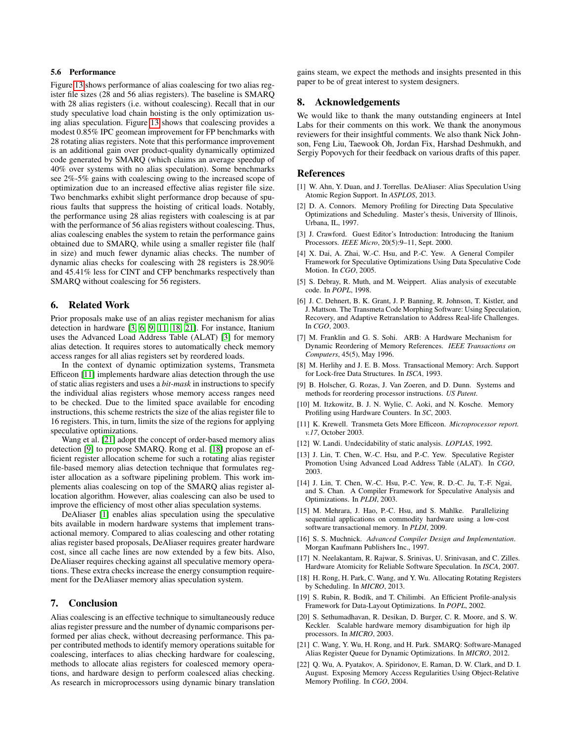### 5.6 Performance

Figure 13 shows performance of alias coalescing for two alias register file sizes (28 and 56 alias registers). The baseline is SMARQ with 28 alias registers (i.e. without coalescing). Recall that in our study speculative load chain hoisting is the only optimization using alias speculation. Figure 13 shows that coalescing provides a modest 0.85% IPC geomean improvement for FP benchmarks with 28 rotating alias registers. Note that this performance improvement is an additional gain over product-quality dynamically optimized code generated by SMARQ (which claims an average speedup of 40% over systems with no alias speculation). Some benchmarks see 2%-5% gains with coalescing owing to the increased scope of optimization due to an increased effective alias register file size. Two benchmarks exhibit slight performance drop because of spurious faults that suppress the hoisting of critical loads. Notably, the performance using 28 alias registers with coalescing is at par with the performance of 56 alias registers without coalescing. Thus, alias coalescing enables the system to retain the performance gains obtained due to SMARQ, while using a smaller register file (half in size) and much fewer dynamic alias checks. The number of dynamic alias checks for coalescing with 28 registers is 28.90% and 45.41% less for CINT and CFP benchmarks respectively than SMARQ without coalescing for 56 registers.

## 6. Related Work

Prior proposals make use of an alias register mechanism for alias detection in hardware [3, 6, 9, 11, 18, 21]. For instance, Itanium uses the Advanced Load Address Table (ALAT) [3] for memory alias detection. It requires stores to automatically check memory access ranges for all alias registers set by reordered loads.

In the context of dynamic optimization systems, Transmeta Efficeon [11] implements hardware alias detection through the use of static alias registers and uses a *bit-mask* in instructions to specify the individual alias registers whose memory access ranges need to be checked. Due to the limited space available for encoding instructions, this scheme restricts the size of the alias register file to 16 registers. This, in turn, limits the size of the regions for applying speculative optimizations.

Wang et al. [21] adopt the concept of order-based memory alias detection [9] to propose SMARQ. Rong et al. [18] propose an efficient register allocation scheme for such a rotating alias register file-based memory alias detection technique that formulates register allocation as a software pipelining problem. This work implements alias coalescing on top of the SMARQ alias register allocation algorithm. However, alias coalescing can also be used to improve the efficiency of most other alias speculation systems.

DeAliaser [1] enables alias speculation using the speculative bits available in modern hardware systems that implement transactional memory. Compared to alias coalescing and other rotating alias register based proposals, DeAliaser requires greater hardware cost, since all cache lines are now extended by a few bits. Also, DeAliaser requires checking against all speculative memory operations. These extra checks increase the energy consumption requirement for the DeAliaser memory alias speculation system.

## 7. Conclusion

Alias coalescing is an effective technique to simultaneously reduce alias register pressure and the number of dynamic comparisons performed per alias check, without decreasing performance. This paper contributed methods to identify memory operations suitable for coalescing, interfaces to alias checking hardware for coalescing, methods to allocate alias registers for coalesced memory operations, and hardware design to perform coalesced alias checking. As research in microprocessors using dynamic binary translation gains steam, we expect the methods and insights presented in this paper to be of great interest to system designers.

## 8. Acknowledgements

We would like to thank the many outstanding engineers at Intel Labs for their comments on this work. We thank the anonymous reviewers for their insightful comments. We also thank Nick Johnson, Feng Liu, Taewook Oh, Jordan Fix, Harshad Deshmukh, and Sergiy Popovych for their feedback on various drafts of this paper.

## References

[1] W. Ahn, Y. Duan, and J. Torrellas. DeAliaser: Alias Speculation Using Atomic Region Support. In *ASPLOS*, 2013.

[2] D. A. Connors. Memory Profiling for Directing Data Speculative Optimizations and Scheduling. Master's thesis, University of Illinois, Urbana, IL, 1997.

[3] J. Crawford. Guest Editor's Introduction: Introducing the Itanium Processors. *IEEE Micro*, 20(5):9–11, Sept. 2000.

[4] X. Dai, A. Zhai, W.-C. Hsu, and P.-C. Yew. A General Compiler Framework for Speculative Optimizations Using Data Speculative Code Motion. In *CGO*, 2005.

[5] S. Debray, R. Muth, and M. Weippert. Alias analysis of executable code. In *POPL*, 1998.

[6] J. C. Dehnert, B. K. Grant, J. P. Banning, R. Johnson, T. Kistler, and J. Mattson. The Transmeta Code Morphing Software: Using Speculation, Recovery, and Adaptive Retranslation to Address Real-life Challenges. In *CGO*, 2003.

[7] M. Franklin and G. S. Sohi. ARB: A Hardware Mechanism for Dynamic Reordering of Memory References. *IEEE Transactions on Computers*, 45(5), May 1996.

[8] M. Herlihy and J. E. B. Moss. Transactional Memory: Arch. Support for Lock-free Data Structures. In *ISCA*, 1993.

[9] B. Holscher, G. Rozas, J. Van Zoeren, and D. Dunn. Systems and methods for reordering processor instructions. *US Patent*.

[10] M. Itzkowitz, B. J. N. Wylie, C. Aoki, and N. Kosche. Memory Profiling using Hardware Counters. In *SC*, 2003.

[11] K. Krewell. Transmeta Gets More Efficeon. *Microprocessor report. v.17*, October 2003.

[12] W. Landi. Undecidability of static analysis. *LOPLAS*, 1992.

[13] J. Lin, T. Chen, W.-C. Hsu, and P.-C. Yew. Speculative Register Promotion Using Advanced Load Address Table (ALAT). In *CGO*, 2003.

[14] J. Lin, T. Chen, W.-C. Hsu, P.-C. Yew, R. D.-C. Ju, T.-F. Ngai, and S. Chan. A Compiler Framework for Speculative Analysis and Optimizations. In *PLDI*, 2003.

[15] M. Mehrara, J. Hao, P.-C. Hsu, and S. Mahlke. Parallelizing sequential applications on commodity hardware using a low-cost software transactional memory. In *PLDI*, 2009.

[16] S. S. Muchnick. *Advanced Compiler Design and Implementation*. Morgan Kaufmann Publishers Inc., 1997.

[17] N. Neelakantam, R. Rajwar, S. Srinivasan, and C. Zilles. Hardware Atomicity for Reliable Software Speculation. In *ISCA*, 2007.

[18] H. Rong, H. Park, C. Wang, and Y. Wu. Allocating Rotating Registers by Scheduling. In *MICRO*, 2013.

[19] S. Rubin, R. Bodík, and T. Chilimbi. An Efficient Profile-analysis Framework for Data-Layout Optimizations. In *POPL*, 2002.

[20] S. Sethumadhavan, R. Desikan, D. Burger, C. R. Moore, and S. W. Keckler. Scalable hardware memory disambiguation for high ilp processors. In *MICRO*, 2003.

[21] C. Wang, Y. Wu, H. Rong, and H. Park. SMARQ: Software-Managed Alias Register Queue for Dynamic Optimizations. In *MICRO*, 2012.

[22] Q. Wu, A. Pyatakov, A. Spiridonov, E. Raman, D. W. Clark, and D. I. August. Exposing Memory Access Regularities Using Object-Relative Memory Profiling. In *CGO*, 2004.